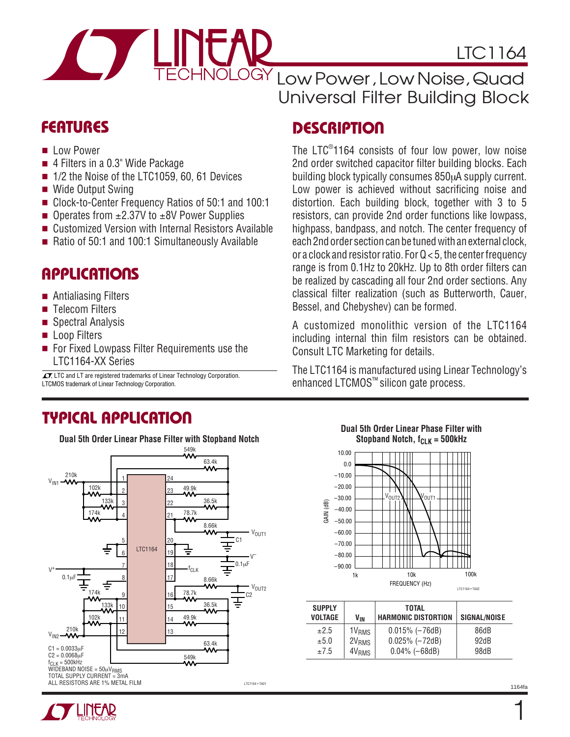# LTC1164

## Low Power, Low Noise, Quad Universal Filter Building Block

## FEATURES

- Low Power
- 4 Filters in a 0.3" Wide Package
- 1/2 the Noise of the LTC1059, 60, 61 Devices
- Wide Output Swing
- Clock-to-Center Frequency Ratios of 50:1 and 100:1
- Operates from ±2.37V to ±8V Power Supplies
- Customized Version with Internal Resistors Available
- Ratio of 50:1 and 100:1 Simultaneously Available

## APPLICATIONS

- Antialiasing Filters
- Telecom Filters
- Spectral Analysis
- Loop Filters
- For Fixed Lowpass Filter Requirements use the LTC1164-XX Series

LTC and LT are registered trademarks of Linear Technology Corporation. LTCMOS trademark of Linear Technology Corporation.

## DESCRIPTION

The LTC®1164 consists of four low power, low noise 2nd order switched capacitor filter building blocks. Each building block typically consumes 850μA supply current. Low power is achieved without sacrificing noise and distortion. Each building block, together with 3 to 5 resistors, can provide 2nd order functions like lowpass, highpass, bandpass, and notch. The center frequency of each 2nd order section can be tuned with an external clock, or a clock and resistor ratio. For Q < 5, the center frequency range is from 0.1Hz to 20kHz. Up to 8th order filters can be realized by cascading all four 2nd order sections. Any classical filter realization (such as Butterworth, Cauer, Bessel, and Chebyshev) can be formed.

A customized monolithic version of the LTC1164 including internal thin film resistors can be obtained. Consult LTC Marketing for details.

The LTC1164 is manufactured using Linear Technology's enhanced LTCMOS™ silicon gate process.

## TYPICAL APPLICATION

**Dual 5th Order Linear Phase Filter with Stopband Notch**

C1 = 0.0033μF
C2 = 0.0068μF
$f_{CLK}$ = 500kHz
WIDEBAND NOISE = 50μV$_{RMS}$
TOTAL SUPPLY CURRENT = 3mA
ALL RESISTORS ARE 1% METAL FILM

**Dual 5th Order Linear Phase Filter with Stopband Notch, $f_{CLK}$ = 500kHz**

| SUPPLY VOLTAGE | $V_{IN}$ | TOTAL HARMONIC DISTORTION | SIGNAL/NOISE |
|---|---|---|---|
| ±2.5 | $1V_{RMS}$ | 0.015% (−76dB) | 86dB |
| ±5.0 | $2V_{RMS}$ | 0.025% (−72dB) | 92dB |
| ±7.5 | $4V_{RMS}$ | 0.04% (−68dB) | 98dB |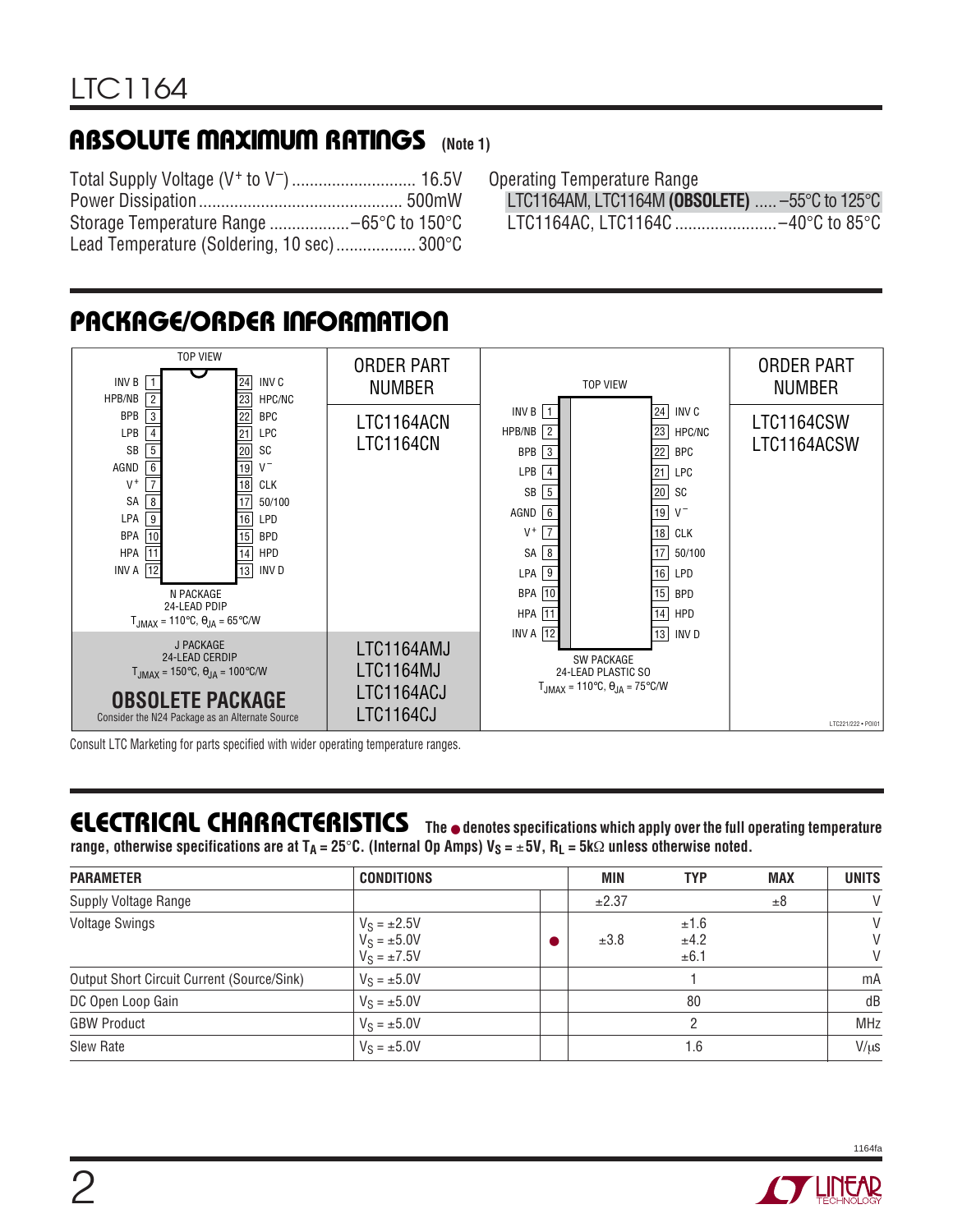## ABSOLUTE MAXIMUM RATINGS (Note 1)

Total Supply Voltage ($V^+$ to $V^-$) ............................ 16.5V
Power Dissipation ............................................ 500mW
Storage Temperature Range .................. –65°C to 150°C
Lead Temperature (Soldering, 10 sec) .................. 300°C

Operating Temperature Range
LTC1164AM, LTC1164M **(OBSOLETE)** ..... –55°C to 125°C
LTC1164AC, LTC1164C ....................... –40°C to 85°C

## PACKAGE/ORDER INFORMATION

TOP VIEW

| Pin | Name | Pin | Name |
|---|---|---|---|
| 1 | INV B | 24 | INV C |
| 2 | HPB/NB | 23 | HPC/NC |
| 3 | BPB | 22 | BPC |
| 4 | LPB | 21 | LPC |
| 5 | SB | 20 | SC |
| 6 | AGND | 19 | $V^-$ |
| 7 | $V^+$ | 18 | CLK |
| 8 | SA | 17 | 50/100 |
| 9 | LPA | 16 | LPD |
| 10 | BPA | 15 | BPD |
| 11 | HPA | 14 | HPD |
| 12 | INV A | 13 | INV D |

N PACKAGE
24-LEAD PDIP
$T_{JMAX}$ = 110°C, $\theta_{JA}$ = 65°C/W

ORDER PART NUMBER: LTC1164ACN, LTC1164CN

J PACKAGE
24-LEAD CERDIP
$T_{JMAX}$ = 150°C, $\theta_{JA}$ = 100°C/W

**OBSOLETE PACKAGE**
Consider the N24 Package as an Alternate Source

ORDER PART NUMBER: LTC1164AMJ, LTC1164MJ, LTC1164ACJ, LTC1164CJ

SW PACKAGE
24-LEAD PLASTIC SO
$T_{JMAX}$ = 110°C, $\theta_{JA}$ = 75°C/W

ORDER PART NUMBER: LTC1164CSW, LTC1164ACSW

Consult LTC Marketing for parts specified with wider operating temperature ranges.

## ELECTRICAL CHARACTERISTICS

**The ● denotes specifications which apply over the full operating temperature range, otherwise specifications are at $T_A$ = 25°C. (Internal Op Amps) $V_S$ = ±5V, $R_L$ = 5kΩ unless otherwise noted.**

| PARAMETER | CONDITIONS | | MIN | TYP | MAX | UNITS |
|---|---|---|---|---|---|---|
| Supply Voltage Range | | | ±2.37 | | ±8 | V |
| Voltage Swings | $V_S$ = ±2.5V<br>$V_S$ = ±5.0V<br>$V_S$ = ±7.5V | ● | <br>±3.8<br> | ±1.6<br>±4.2<br>±6.1 | | V<br>V<br>V |
| Output Short Circuit Current (Source/Sink) | $V_S$ = ±5.0V | | | 1 | | mA |
| DC Open Loop Gain | $V_S$ = ±5.0V | | | 80 | | dB |
| GBW Product | $V_S$ = ±5.0V | | | 2 | | MHz |
| Slew Rate | $V_S$ = ±5.0V | | | 1.6 | | V/μs |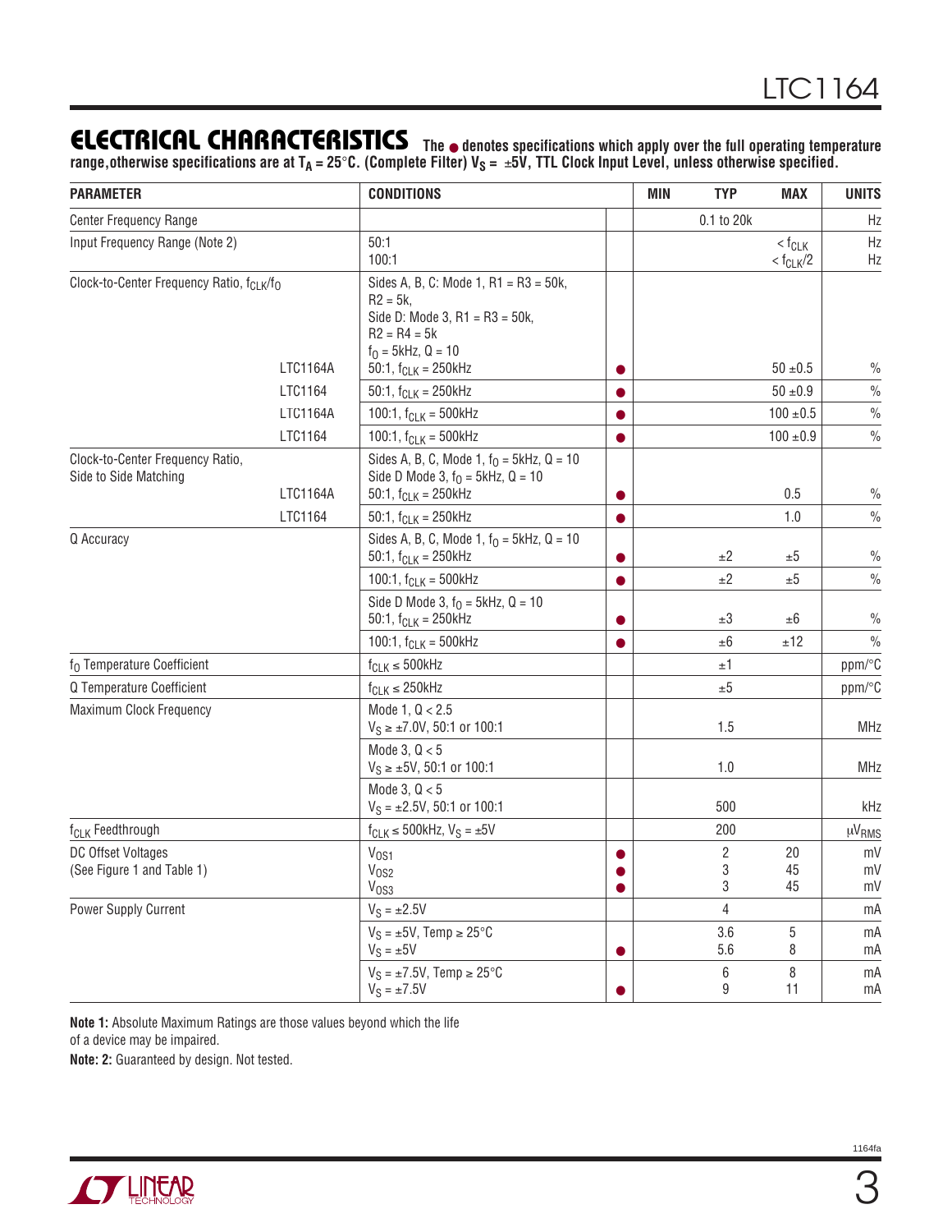## ELECTRICAL CHARACTERISTICS

The ● denotes specifications which apply over the full operating temperature range, otherwise specifications are at $T_A$ = 25°C. (Complete Filter) $V_S$ = ±5V, TTL Clock Input Level, unless otherwise specified.

| PARAMETER | | CONDITIONS | | MIN | TYP | MAX | UNITS |
|---|---|---|---|---|---|---|---|
| Center Frequency Range | | | | | 0.1 to 20k | | Hz |
| Input Frequency Range (Note 2) | | 50:1<br>100:1 | | | | $< f_{CLK}$<br>$< f_{CLK}/2$ | Hz<br>Hz |
| Clock-to-Center Frequency Ratio, $f_{CLK}/f_O$ | | Sides A, B, C: Mode 1, R1 = R3 = 50k, R2 = 5k,<br>Side D: Mode 3, R1 = R3 = 50k, R2 = R4 = 5k<br>$f_O$ = 5kHz, Q = 10 | | | | | |
| | LTC1164A | 50:1, $f_{CLK}$ = 250kHz | ● | | | 50 ±0.5 | % |
| | LTC1164 | 50:1, $f_{CLK}$ = 250kHz | ● | | | 50 ±0.9 | % |
| | LTC1164A | 100:1, $f_{CLK}$ = 500kHz | ● | | | 100 ±0.5 | % |
| | LTC1164 | 100:1, $f_{CLK}$ = 500kHz | ● | | | 100 ±0.9 | % |
| Clock-to-Center Frequency Ratio, Side to Side Matching | | Sides A, B, C, Mode 1, $f_O$ = 5kHz, Q = 10<br>Side D Mode 3, $f_O$ = 5kHz, Q = 10 | | | | | |
| | LTC1164A | 50:1, $f_{CLK}$ = 250kHz | ● | | | 0.5 | % |
| | LTC1164 | 50:1, $f_{CLK}$ = 250kHz | ● | | | 1.0 | % |
| Q Accuracy | | Sides A, B, C, Mode 1, $f_O$ = 5kHz, Q = 10<br>50:1, $f_{CLK}$ = 250kHz | ● | | ±2 | ±5 | % |
| | | 100:1, $f_{CLK}$ = 500kHz | ● | | ±2 | ±5 | % |
| | | Side D Mode 3, $f_O$ = 5kHz, Q = 10<br>50:1, $f_{CLK}$ = 250kHz | ● | | ±3 | ±6 | % |
| | | 100:1, $f_{CLK}$ = 500kHz | ● | | ±6 | ±12 | % |
| $f_O$ Temperature Coefficient | | $f_{CLK} \le$ 500kHz | | | ±1 | | ppm/°C |
| Q Temperature Coefficient | | $f_{CLK} \le$ 250kHz | | | ±5 | | ppm/°C |
| Maximum Clock Frequency | | Mode 1, Q < 2.5<br>$V_S \ge$ ±7.0V, 50:1 or 100:1 | | | 1.5 | | MHz |
| | | Mode 3, Q < 5<br>$V_S \ge$ ±5V, 50:1 or 100:1 | | | 1.0 | | MHz |
| | | Mode 3, Q < 5<br>$V_S$ = ±2.5V, 50:1 or 100:1 | | | 500 | | kHz |
| $f_{CLK}$ Feedthrough | | $f_{CLK} \le$ 500kHz, $V_S$ = ±5V | | | 200 | | $\mu V_{RMS}$ |
| DC Offset Voltages<br>(See Figure 1 and Table 1) | | $V_{OS1}$<br>$V_{OS2}$<br>$V_{OS3}$ | ●<br>●<br>● | | 2<br>3<br>3 | 20<br>45<br>45 | mV<br>mV<br>mV |
| Power Supply Current | | $V_S$ = ±2.5V | | | 4 | | mA |
| | | $V_S$ = ±5V, Temp ≥ 25°C<br>$V_S$ = ±5V | <br>● | | 3.6<br>5.6 | 5<br>8 | mA<br>mA |
| | | $V_S$ = ±7.5V, Temp ≥ 25°C<br>$V_S$ = ±7.5V | <br>● | | 6<br>9 | 8<br>11 | mA<br>mA |

**Note 1:** Absolute Maximum Ratings are those values beyond which the life of a device may be impaired.

**Note: 2:** Guaranteed by design. Not tested.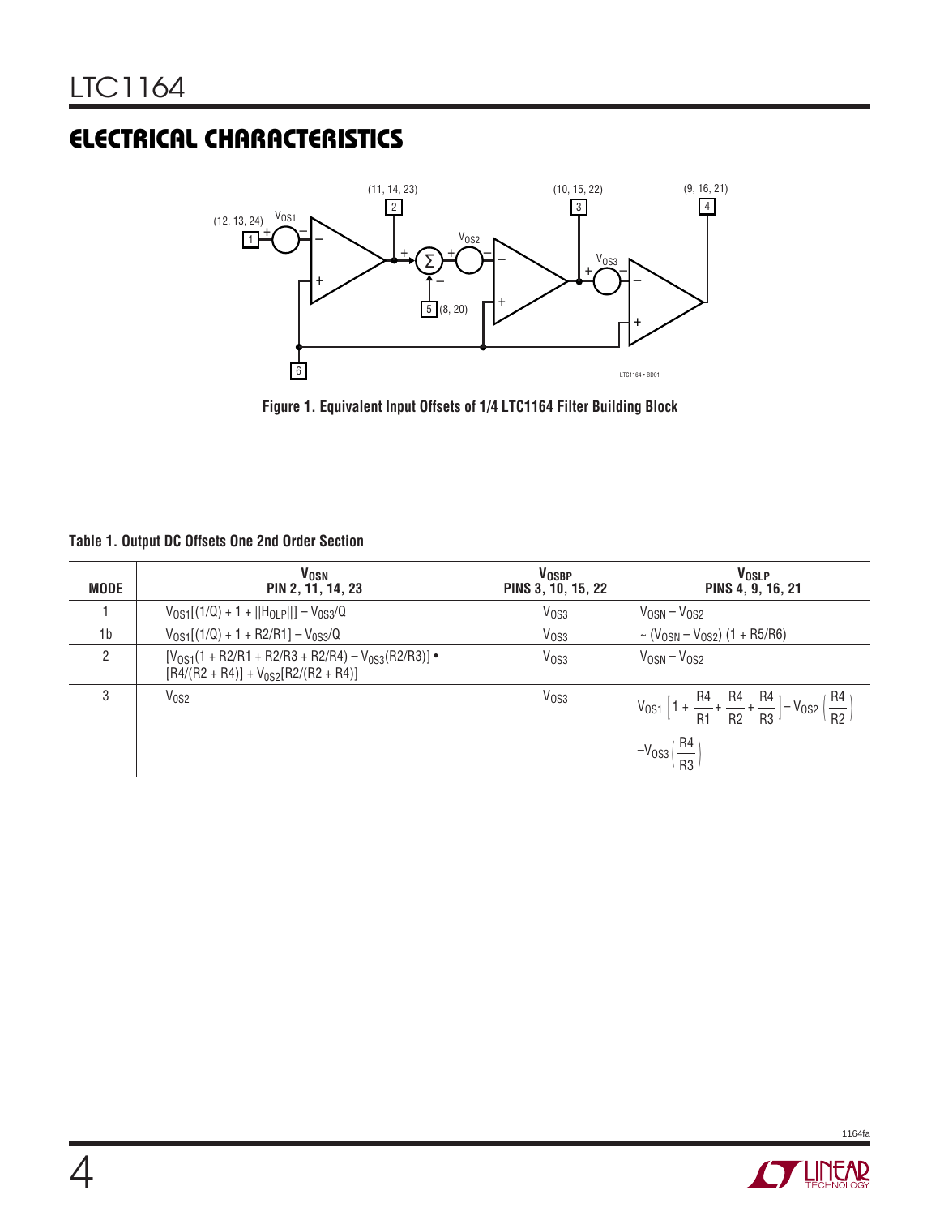## ELECTRICAL CHARACTERISTICS

Figure 1. Equivalent Input Offsets of 1/4 LTC1164 Filter Building Block

**Table 1. Output DC Offsets One 2nd Order Section**

| MODE | $V_{OSN}$ PIN 2, 11, 14, 23 | $V_{OSBP}$ PINS 3, 10, 15, 22 | $V_{OSLP}$ PINS 4, 9, 16, 21 |
|---|---|---|---|
| 1 | $V_{OS1}[(1/Q) + 1 + \|\|H_{OLP}\|\|] - V_{OS3}/Q$ | $V_{OS3}$ | $V_{OSN} - V_{OS2}$ |
| 1b | $V_{OS1}[(1/Q) + 1 + R2/R1] - V_{OS3}/Q$ | $V_{OS3}$ | $\sim (V_{OSN} - V_{OS2})\ (1 + R5/R6)$ |
| 2 | $[V_{OS1}(1 + R2/R1 + R2/R3 + R2/R4) - V_{OS3}(R2/R3)] \cdot [R4/(R2 + R4)] + V_{OS2}[R2/(R2 + R4)]$ | $V_{OS3}$ | $V_{OSN} - V_{OS2}$ |
| 3 | $V_{OS2}$ | $V_{OS3}$ | $V_{OS1}\left[1 + \frac{R4}{R1} + \frac{R4}{R2} + \frac{R4}{R3}\right] - V_{OS2}\left(\frac{R4}{R2}\right) - V_{OS3}\left(\frac{R4}{R3}\right)$ |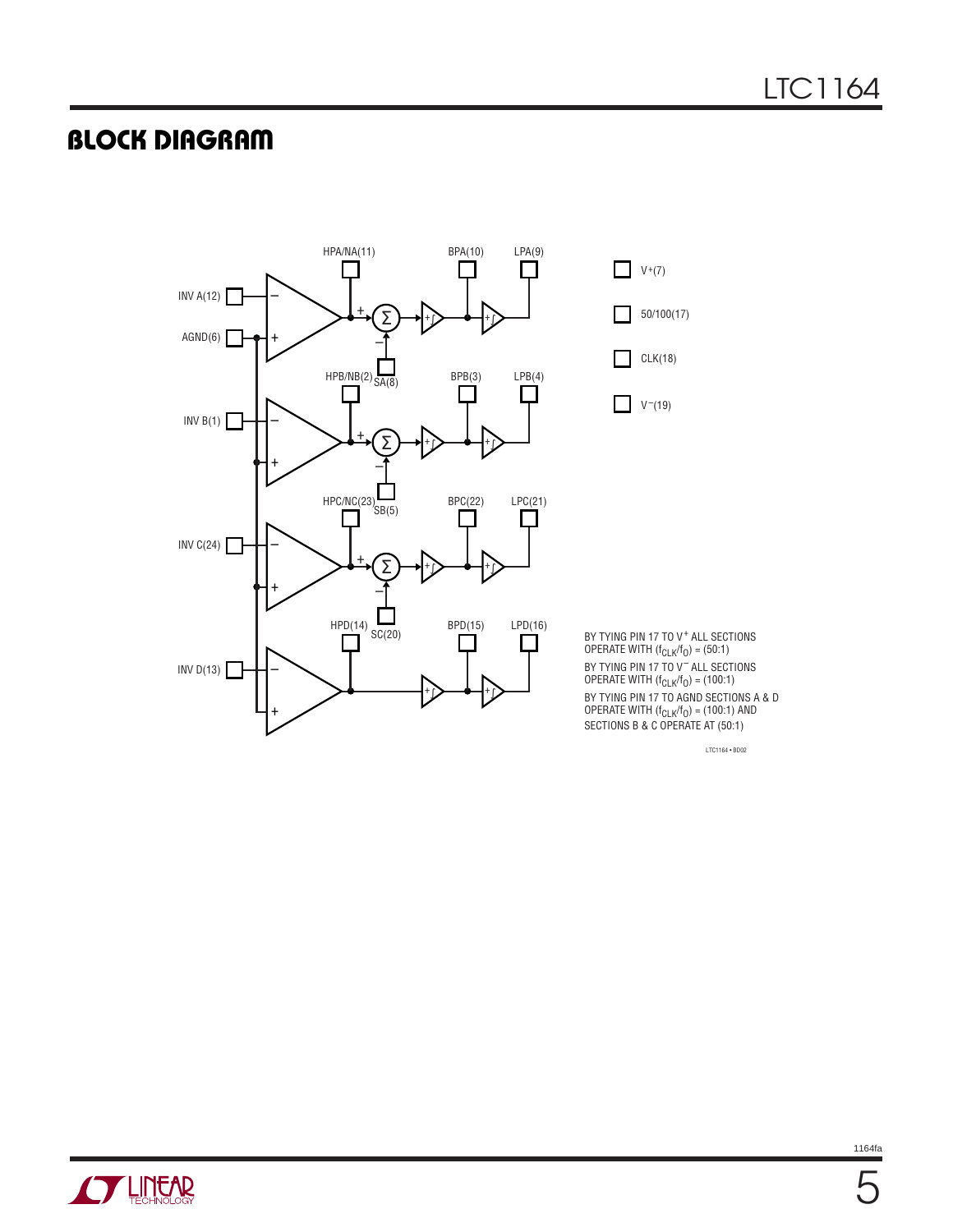## BLOCK DIAGRAM

HPA/NA(11) BPA(10) LPA(9)

INV A(12)

AGND(6)

SA(8)

HPB/NB(2) BPB(3) LPB(4)

INV B(1)

SB(5)

HPC/NC(23) BPC(22) LPC(21)

INV C(24)

SC(20)

HPD(14) BPD(15) LPD(16)

INV D(13)

$V^+$(7)

50/100(17)

CLK(18)

$V^-$(19)

BY TYING PIN 17 TO $V^+$ ALL SECTIONS OPERATE WITH $(f_{CLK}/f_O) = (50:1)$

BY TYING PIN 17 TO $V^-$ ALL SECTIONS OPERATE WITH $(f_{CLK}/f_O) = (100:1)$

BY TYING PIN 17 TO AGND SECTIONS A & D OPERATE WITH $(f_{CLK}/f_O) = (100:1)$ AND SECTIONS B & C OPERATE AT (50:1)

LTC1164 • BD02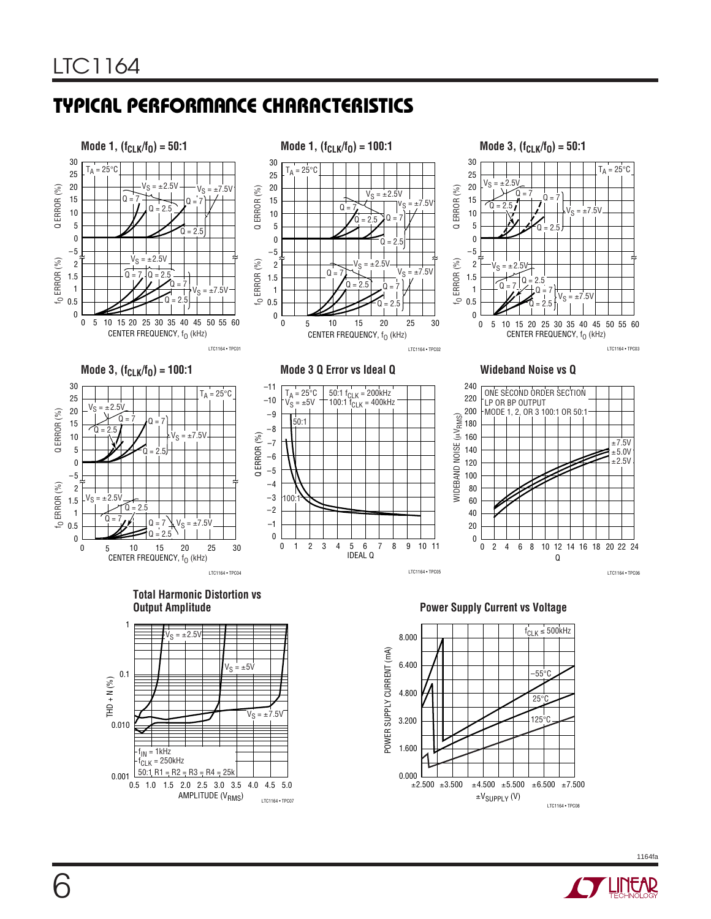## TYPICAL PERFORMANCE CHARACTERISTICS

**Mode 1, ($f_{CLK}/f_0$) = 50:1**

$T_A = 25°C$; Q ERROR (%); $f_0$ ERROR (%); $V_S = ±2.5V$; $V_S = ±7.5V$; Q = 7; Q = 2.5; CENTER FREQUENCY, $f_0$ (kHz)

LTC1164 • TPC01

**Mode 1, ($f_{CLK}/f_0$) = 100:1**

$T_A = 25°C$; Q ERROR (%); $f_0$ ERROR (%); $V_S = ±2.5V$; $V_S = ±7.5V$; Q = 7; Q = 2.5; CENTER FREQUENCY, $f_0$ (kHz)

LTC1164 • TPC02

**Mode 3, ($f_{CLK}/f_0$) = 50:1**

$T_A = 25°C$; Q ERROR (%); $f_0$ ERROR (%); $V_S = ±2.5V$; $V_S = ±7.5V$; Q = 7; Q = 2.5; CENTER FREQUENCY, $f_0$ (kHz)

LTC1164 • TPC03

**Mode 3, ($f_{CLK}/f_0$) = 100:1**

$T_A = 25°C$; Q ERROR (%); $f_0$ ERROR (%); $V_S = ±2.5V$; $V_S = ±7.5V$; Q = 7; Q = 2.5; CENTER FREQUENCY, $f_0$ (kHz)

LTC1164 • TPC04

**Mode 3 Q Error vs Ideal Q**

$T_A = 25°C$; $V_S = ±5V$; 50:1 $f_{CLK}$ = 200kHz; 100:1 $f_{CLK}$ = 400kHz; Q ERROR (%); IDEAL Q

LTC1164 • TPC05

**Wideband Noise vs Q**

ONE SECOND ORDER SECTION; LP OR BP OUTPUT; MODE 1, 2, OR 3 100:1 OR 50:1; WIDEBAND NOISE ($\mu V_{RMS}$); ±7.5V; ±5.0V; ±2.5V; Q

LTC1164 • TPC06

**Total Harmonic Distortion vs Output Amplitude**

THD + N (%); $V_S = ±2.5V$; $V_S = ±5V$; $V_S = ±7.5V$; $f_{IN}$ = 1kHz; $f_{CLK}$ = 250kHz; 50:1 R1 = R2 = R3 = R4 = 25k; AMPLITUDE ($V_{RMS}$)

LTC1164 • TPC07

**Power Supply Current vs Voltage**

$f_{CLK} \le 500kHz$; POWER SUPPLY CURRENT (mA); –55°C; 25°C; 125°C; $±V_{SUPPLY}$ (V)

LTC1164 • TPC08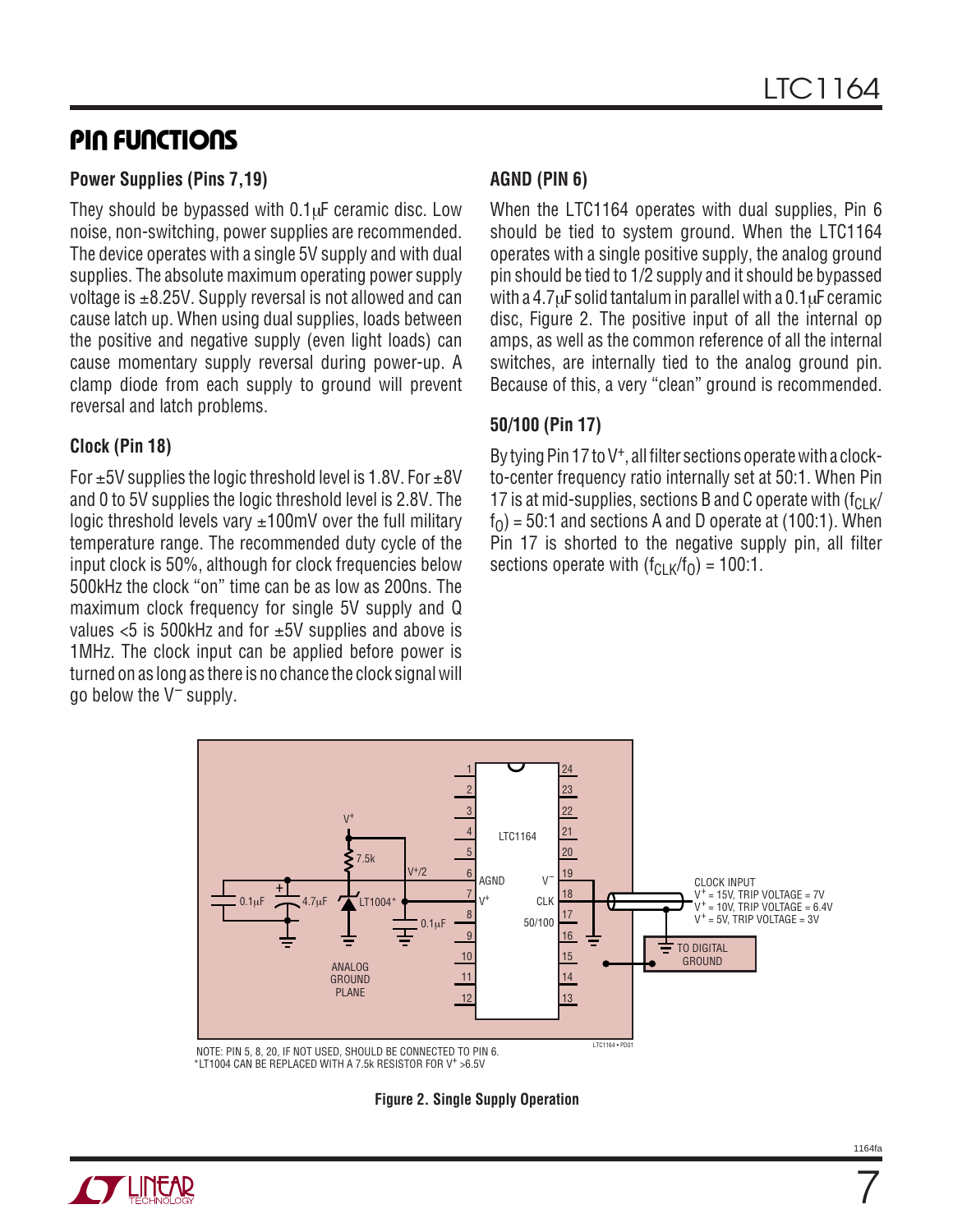## PIN FUNCTIONS

### Power Supplies (Pins 7,19)

They should be bypassed with 0.1μF ceramic disc. Low noise, non-switching, power supplies are recommended. The device operates with a single 5V supply and with dual supplies. The absolute maximum operating power supply voltage is ±8.25V. Supply reversal is not allowed and can cause latch up. When using dual supplies, loads between the positive and negative supply (even light loads) can cause momentary supply reversal during power-up. A clamp diode from each supply to ground will prevent reversal and latch problems.

### Clock (Pin 18)

For ±5V supplies the logic threshold level is 1.8V. For ±8V and 0 to 5V supplies the logic threshold level is 2.8V. The logic threshold levels vary ±100mV over the full military temperature range. The recommended duty cycle of the input clock is 50%, although for clock frequencies below 500kHz the clock "on" time can be as low as 200ns. The maximum clock frequency for single 5V supply and Q values <5 is 500kHz and for ±5V supplies and above is 1MHz. The clock input can be applied before power is turned on as long as there is no chance the clock signal will go below the $V^-$ supply.

### AGND (PIN 6)

When the LTC1164 operates with dual supplies, Pin 6 should be tied to system ground. When the LTC1164 operates with a single positive supply, the analog ground pin should be tied to 1/2 supply and it should be bypassed with a 4.7μF solid tantalum in parallel with a 0.1μF ceramic disc, Figure 2. The positive input of all the internal op amps, as well as the common reference of all the internal switches, are internally tied to the analog ground pin. Because of this, a very "clean" ground is recommended.

### 50/100 (Pin 17)

By tying Pin 17 to $V^+$, all filter sections operate with a clock-to-center frequency ratio internally set at 50:1. When Pin 17 is at mid-supplies, sections B and C operate with $(f_{CLK}/f_O) = 50:1$ and sections A and D operate at (100:1). When Pin 17 is shorted to the negative supply pin, all filter sections operate with $(f_{CLK}/f_O) = 100:1$.

NOTE: PIN 5, 8, 20, IF NOT USED, SHOULD BE CONNECTED TO PIN 6.
*LT1004 CAN BE REPLACED WITH A 7.5k RESISTOR FOR $V^+$ >6.5V

**Figure 2. Single Supply Operation**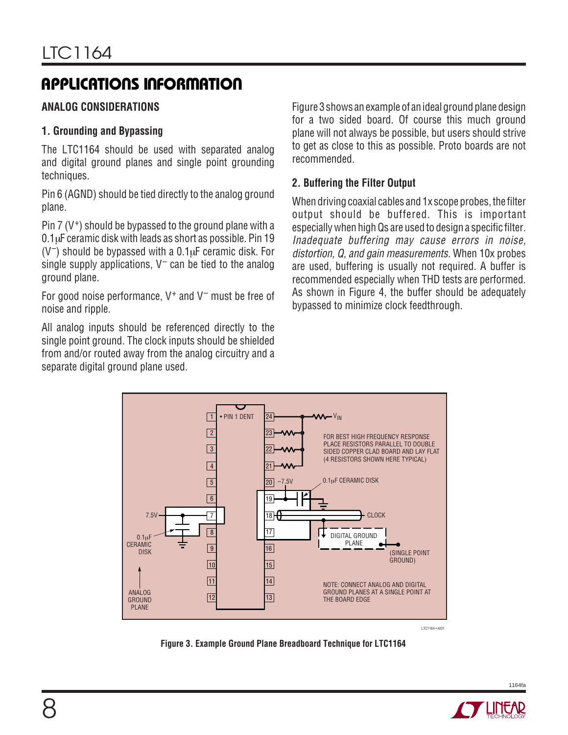## APPLICATIONS INFORMATION

### ANALOG CONSIDERATIONS

#### 1. Grounding and Bypassing

The LTC1164 should be used with separated analog and digital ground planes and single point grounding techniques.

Pin 6 (AGND) should be tied directly to the analog ground plane.

Pin 7 ($V^+$) should be bypassed to the ground plane with a 0.1μF ceramic disk with leads as short as possible. Pin 19 ($V^-$) should be bypassed with a 0.1μF ceramic disk. For single supply applications, $V^-$ can be tied to the analog ground plane.

For good noise performance, $V^+$ and $V^-$ must be free of noise and ripple.

All analog inputs should be referenced directly to the single point ground. The clock inputs should be shielded from and/or routed away from the analog circuitry and a separate digital ground plane used.

Figure 3 shows an example of an ideal ground plane design for a two sided board. Of course this much ground plane will not always be possible, but users should strive to get as close to this as possible. Proto boards are not recommended.

#### 2. Buffering the Filter Output

When driving coaxial cables and 1x scope probes, the filter output should be buffered. This is important especially when high Qs are used to design a specific filter. *Inadequate buffering may cause errors in noise, distortion, Q, and gain measurements.* When 10x probes are used, buffering is usually not required. A buffer is recommended especially when THD tests are performed. As shown in Figure 4, the buffer should be adequately bypassed to minimize clock feedthrough.

**Figure 3. Example Ground Plane Breadboard Technique for LTC1164**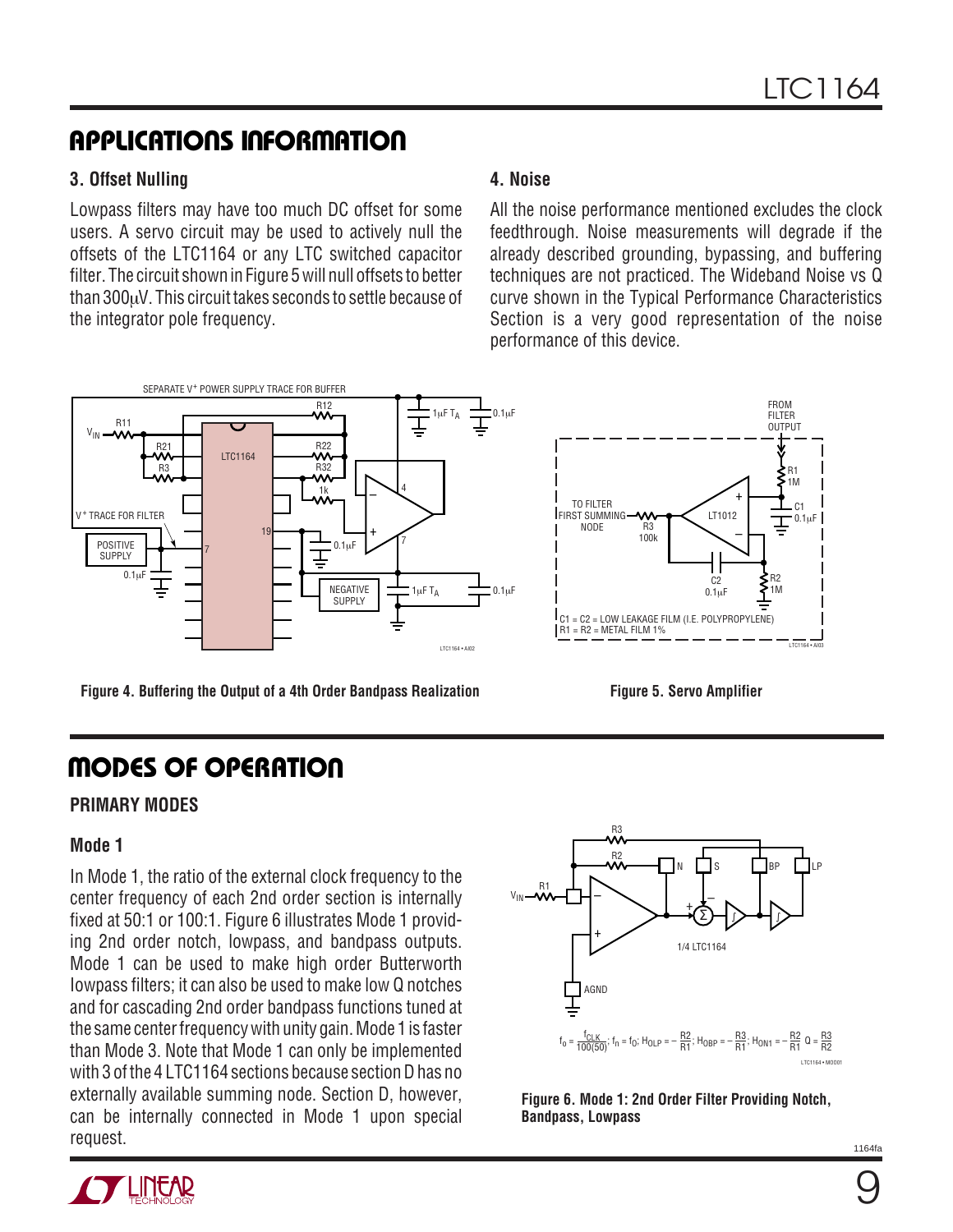## APPLICATIONS INFORMATION

### 3. Offset Nulling

Lowpass filters may have too much DC offset for some users. A servo circuit may be used to actively null the offsets of the LTC1164 or any LTC switched capacitor filter. The circuit shown in Figure 5 will null offsets to better than 300μV. This circuit takes seconds to settle because of the integrator pole frequency.

### 4. Noise

All the noise performance mentioned excludes the clock feedthrough. Noise measurements will degrade if the already described grounding, bypassing, and buffering techniques are not practiced. The Wideband Noise vs Q curve shown in the Typical Performance Characteristics Section is a very good representation of the noise performance of this device.

**Figure 4. Buffering the Output of a 4th Order Bandpass Realization**

**Figure 5. Servo Amplifier**

C1 = C2 = LOW LEAKAGE FILM (I.E. POLYPROPYLENE)
R1 = R2 = METAL FILM 1%

## MODES OF OPERATION

### PRIMARY MODES

### Mode 1

In Mode 1, the ratio of the external clock frequency to the center frequency of each 2nd order section is internally fixed at 50:1 or 100:1. Figure 6 illustrates Mode 1 providing 2nd order notch, lowpass, and bandpass outputs. Mode 1 can be used to make high order Butterworth lowpass filters; it can also be used to make low Q notches and for cascading 2nd order bandpass functions tuned at the same center frequency with unity gain. Mode 1 is faster than Mode 3. Note that Mode 1 can only be implemented with 3 of the 4 LTC1164 sections because section D has no externally available summing node. Section D, however, can be internally connected in Mode 1 upon special request.

$$f_0 = \frac{f_{CLK}}{100(50)};\ f_n = f_0;\ H_{OLP} = -\frac{R2}{R1};\ H_{OBP} = -\frac{R3}{R1};\ H_{ON1} = -\frac{R2}{R1}\ Q = \frac{R3}{R2}$$

**Figure 6. Mode 1: 2nd Order Filter Providing Notch, Bandpass, Lowpass**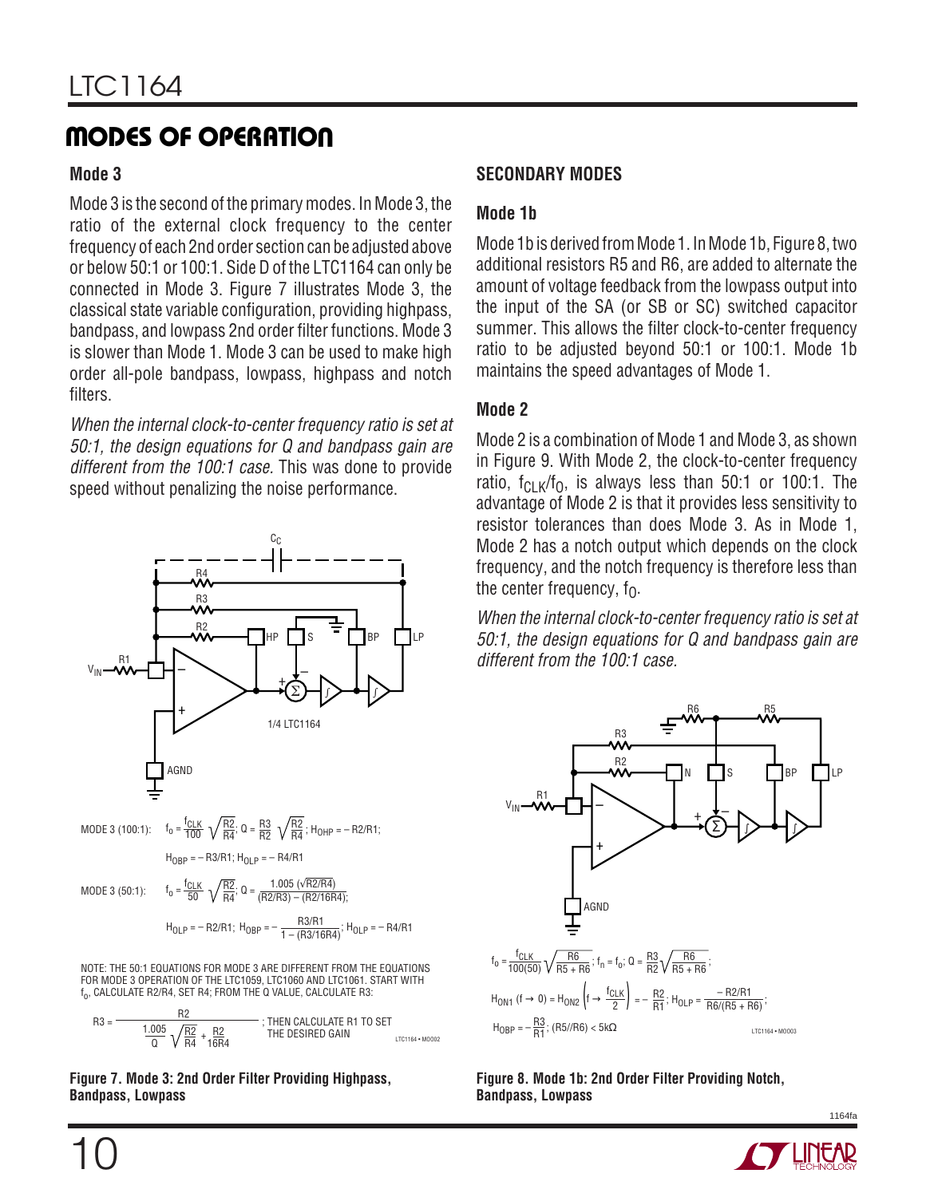## MODES OF OPERATION

### Mode 3

Mode 3 is the second of the primary modes. In Mode 3, the ratio of the external clock frequency to the center frequency of each 2nd order section can be adjusted above or below 50:1 or 100:1. Side D of the LTC1164 can only be connected in Mode 3. Figure 7 illustrates Mode 3, the classical state variable configuration, providing highpass, bandpass, and lowpass 2nd order filter functions. Mode 3 is slower than Mode 1. Mode 3 can be used to make high order all-pole bandpass, lowpass, highpass and notch filters.

*When the internal clock-to-center frequency ratio is set at 50:1, the design equations for Q and bandpass gain are different from the 100:1 case.* This was done to provide speed without penalizing the noise performance.

MODE 3 (100:1): $f_0 = \frac{f_{CLK}}{100}\sqrt{\frac{R2}{R4}}$; $Q = \frac{R3}{R2}\sqrt{\frac{R2}{R4}}$; $H_{OHP} = -R2/R1$;

$H_{OBP} = -R3/R1$; $H_{OLP} = -R4/R1$

MODE 3 (50:1): $f_0 = \frac{f_{CLK}}{50}\sqrt{\frac{R2}{R4}}$; $Q = \frac{1.005\left(\sqrt{R2/R4}\right)}{(R2/R3) - (R2/16R4)}$;

$H_{OLP} = -R2/R1$; $H_{OBP} = -\frac{R3/R1}{1-(R3/16R4)}$; $H_{OLP} = -R4/R1$

NOTE: THE 50:1 EQUATIONS FOR MODE 3 ARE DIFFERENT FROM THE EQUATIONS FOR MODE 3 OPERATION OF THE LTC1059, LTC1060 AND LTC1061. START WITH $f_0$, CALCULATE R2/R4, SET R4; FROM THE Q VALUE, CALCULATE R3:

$$R3 = \frac{R2}{\frac{1.005}{Q}\sqrt{\frac{R2}{R4}} + \frac{R2}{16R4}}$$

; THEN CALCULATE R1 TO SET THE DESIRED GAIN

**Figure 7. Mode 3: 2nd Order Filter Providing Highpass, Bandpass, Lowpass**

## SECONDARY MODES

### Mode 1b

Mode 1b is derived from Mode 1. In Mode 1b, Figure 8, two additional resistors R5 and R6, are added to alternate the amount of voltage feedback from the lowpass output into the input of the SA (or SB or SC) switched capacitor summer. This allows the filter clock-to-center frequency ratio to be adjusted beyond 50:1 or 100:1. Mode 1b maintains the speed advantages of Mode 1.

### Mode 2

Mode 2 is a combination of Mode 1 and Mode 3, as shown in Figure 9. With Mode 2, the clock-to-center frequency ratio, $f_{CLK}/f_O$, is always less than 50:1 or 100:1. The advantage of Mode 2 is that it provides less sensitivity to resistor tolerances than does Mode 3. As in Mode 1, Mode 2 has a notch output which depends on the clock frequency, and the notch frequency is therefore less than the center frequency, $f_O$.

*When the internal clock-to-center frequency ratio is set at 50:1, the design equations for Q and bandpass gain are different from the 100:1 case.*

$f_0 = \frac{f_{CLK}}{100(50)}\sqrt{\frac{R6}{R5+R6}}$; $f_n = f_0$; $Q = \frac{R3}{R2}\sqrt{\frac{R6}{R5+R6}}$;

$H_{ON1}\,(f \to 0) = H_{ON2}\left(f \to \frac{f_{CLK}}{2}\right) = -\frac{R2}{R1}$; $H_{OLP} = \frac{-R2/R1}{R6/(R5+R6)}$;

$H_{OBP} = -\frac{R3}{R1}$; $(R5//R6) < 5k\Omega$

**Figure 8. Mode 1b: 2nd Order Filter Providing Notch, Bandpass, Lowpass**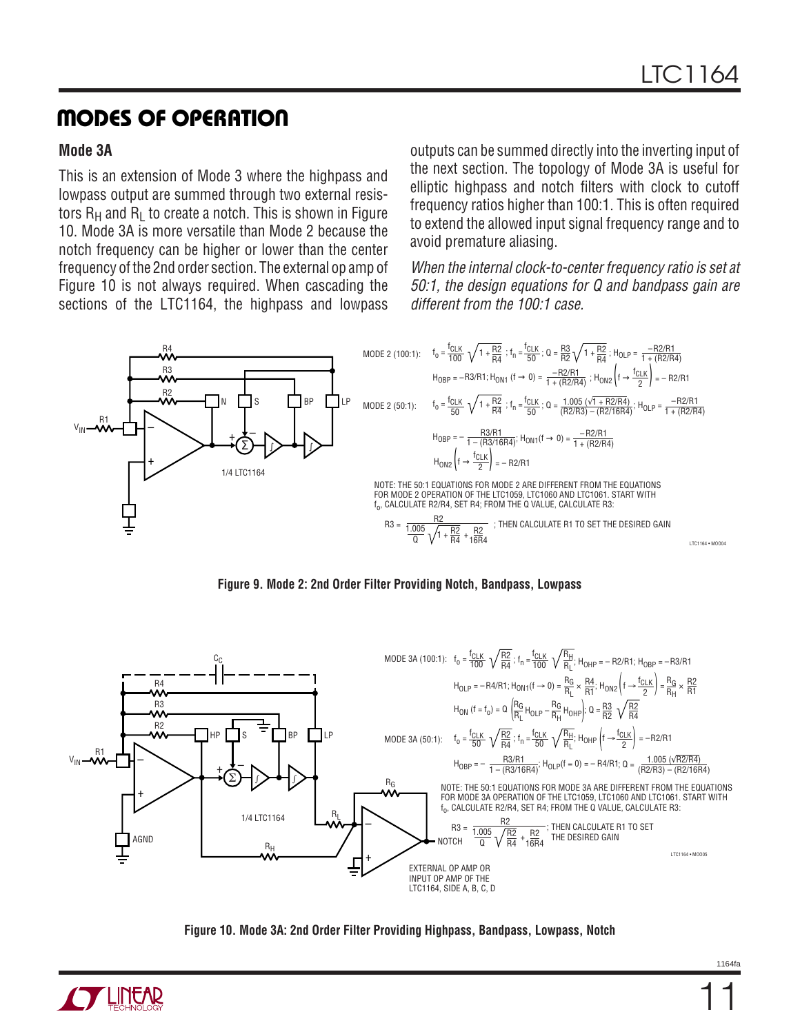## MODES OF OPERATION

### Mode 3A

This is an extension of Mode 3 where the highpass and lowpass output are summed through two external resistors $R_H$ and $R_L$ to create a notch. This is shown in Figure 10. Mode 3A is more versatile than Mode 2 because the notch frequency can be higher or lower than the center frequency of the 2nd order section. The external op amp of Figure 10 is not always required. When cascading the sections of the LTC1164, the highpass and lowpass outputs can be summed directly into the inverting input of the next section. The topology of Mode 3A is useful for elliptic highpass and notch filters with clock to cutoff frequency ratios higher than 100:1. This is often required to extend the allowed input signal frequency range and to avoid premature aliasing.

*When the internal clock-to-center frequency ratio is set at 50:1, the design equations for Q and bandpass gain are different from the 100:1 case.*

MODE 2 (100:1): $f_o = \frac{f_{CLK}}{100}\sqrt{1 + \frac{R2}{R4}}$ ; $f_n = \frac{f_{CLK}}{50}$ ; $Q = \frac{R3}{R2}\sqrt{1 + \frac{R2}{R4}}$ ; $H_{OLP} = \frac{-R2/R1}{1 + (R2/R4)}$

$H_{OBP} = -R3/R1$; $H_{ON1}(f \to 0) = \frac{-R2/R1}{1 + (R2/R4)}$ ; $H_{ON2}\left(f \to \frac{f_{CLK}}{2}\right) = -R2/R1$

MODE 2 (50:1): $f_o = \frac{f_{CLK}}{50}\sqrt{1 + \frac{R2}{R4}}$ ; $f_n = \frac{f_{CLK}}{50}$ ; $Q = \frac{1.005\left(\sqrt{1 + R2/R4}\right)}{(R2/R3) - (R2/16R4)}$ ; $H_{OLP} = \frac{-R2/R1}{1 + (R2/R4)}$

$H_{OBP} = -\frac{R3/R1}{1 - (R3/16R4)}$; $H_{ON1}(f \to 0) = \frac{-R2/R1}{1 + (R2/R4)}$

$H_{ON2}\left(f \to \frac{f_{CLK}}{2}\right) = -R2/R1$

NOTE: THE 50:1 EQUATIONS FOR MODE 2 ARE DIFFERENT FROM THE EQUATIONS FOR MODE 2 OPERATION OF THE LTC1059, LTC1060 AND LTC1061. START WITH $f_o$, CALCULATE R2/R4, SET R4; FROM THE Q VALUE, CALCULATE R3:

$$R3 = \frac{R2}{\frac{1.005}{Q}\sqrt{1 + \frac{R2}{R4}} + \frac{R2}{16R4}}$$ ; THEN CALCULATE R1 TO SET THE DESIRED GAIN

**Figure 9. Mode 2: 2nd Order Filter Providing Notch, Bandpass, Lowpass**

MODE 3A (100:1): $f_o = \frac{f_{CLK}}{100}\sqrt{\frac{R2}{R4}}$ ; $f_n = \frac{f_{CLK}}{100}\sqrt{\frac{R_H}{R_L}}$; $H_{OHP} = -R2/R1$; $H_{OBP} = -R3/R1$

$H_{OLP} = -R4/R1$; $H_{ON1}(f \to 0) = \frac{R_G}{R_L} \times \frac{R4}{R1}$; $H_{ON2}\left(f \to \frac{f_{CLK}}{2}\right) = \frac{R_G}{R_H} \times \frac{R2}{R1}$

$H_{ON}(f = f_o) = Q\left(\frac{R_G}{R_L}H_{OLP} - \frac{R_G}{R_H}H_{OHP}\right)$; $Q = \frac{R3}{R2}\sqrt{\frac{R2}{R4}}$

MODE 3A (50:1): $f_o = \frac{f_{CLK}}{50}\sqrt{\frac{R2}{R4}}$ ; $f_n = \frac{f_{CLK}}{50}\sqrt{\frac{R_H}{R_L}}$; $H_{OHP}\left(f \to \frac{f_{CLK}}{2}\right) = -R2/R1$

$H_{OBP} = -\frac{R3/R1}{1 - (R3/16R4)}$; $H_{OLP}(f = 0) = -R4/R1$; $Q = \frac{1.005\left(\sqrt{R2/R4}\right)}{(R2/R3) - (R2/16R4)}$

NOTE: THE 50:1 EQUATIONS FOR MODE 3A ARE DIFFERENT FROM THE EQUATIONS FOR MODE 3A OPERATION OF THE LTC1059, LTC1060 AND LTC1061. START WITH $f_o$, CALCULATE R2/R4, SET R4; FROM THE Q VALUE, CALCULATE R3:

$$R3 = \frac{R2}{\frac{1.005}{Q}\sqrt{\frac{R2}{R4}} + \frac{R2}{16R4}}$$ ; THEN CALCULATE R1 TO SET THE DESIRED GAIN

EXTERNAL OP AMP OR INPUT OP AMP OF THE LTC1164, SIDE A, B, C, D

**Figure 10. Mode 3A: 2nd Order Filter Providing Highpass, Bandpass, Lowpass, Notch**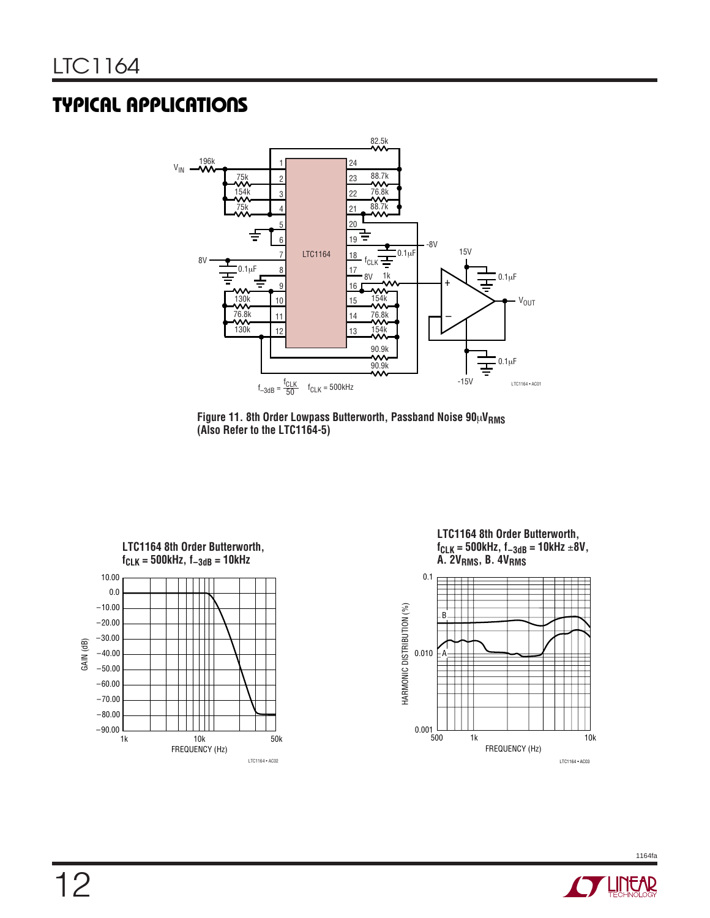## TYPICAL APPLICATIONS

$f_{-3dB} = \frac{f_{CLK}}{50}$ $f_{CLK}$ = 500kHz

**Figure 11. 8th Order Lowpass Butterworth, Passband Noise 90μ$V_{RMS}$ (Also Refer to the LTC1164-5)**

**LTC1164 8th Order Butterworth, $f_{CLK}$ = 500kHz, $f_{-3dB}$ = 10kHz**

**LTC1164 8th Order Butterworth, $f_{CLK}$ = 500kHz, $f_{-3dB}$ = 10kHz ±8V, A. 2$V_{RMS}$, B. 4$V_{RMS}$**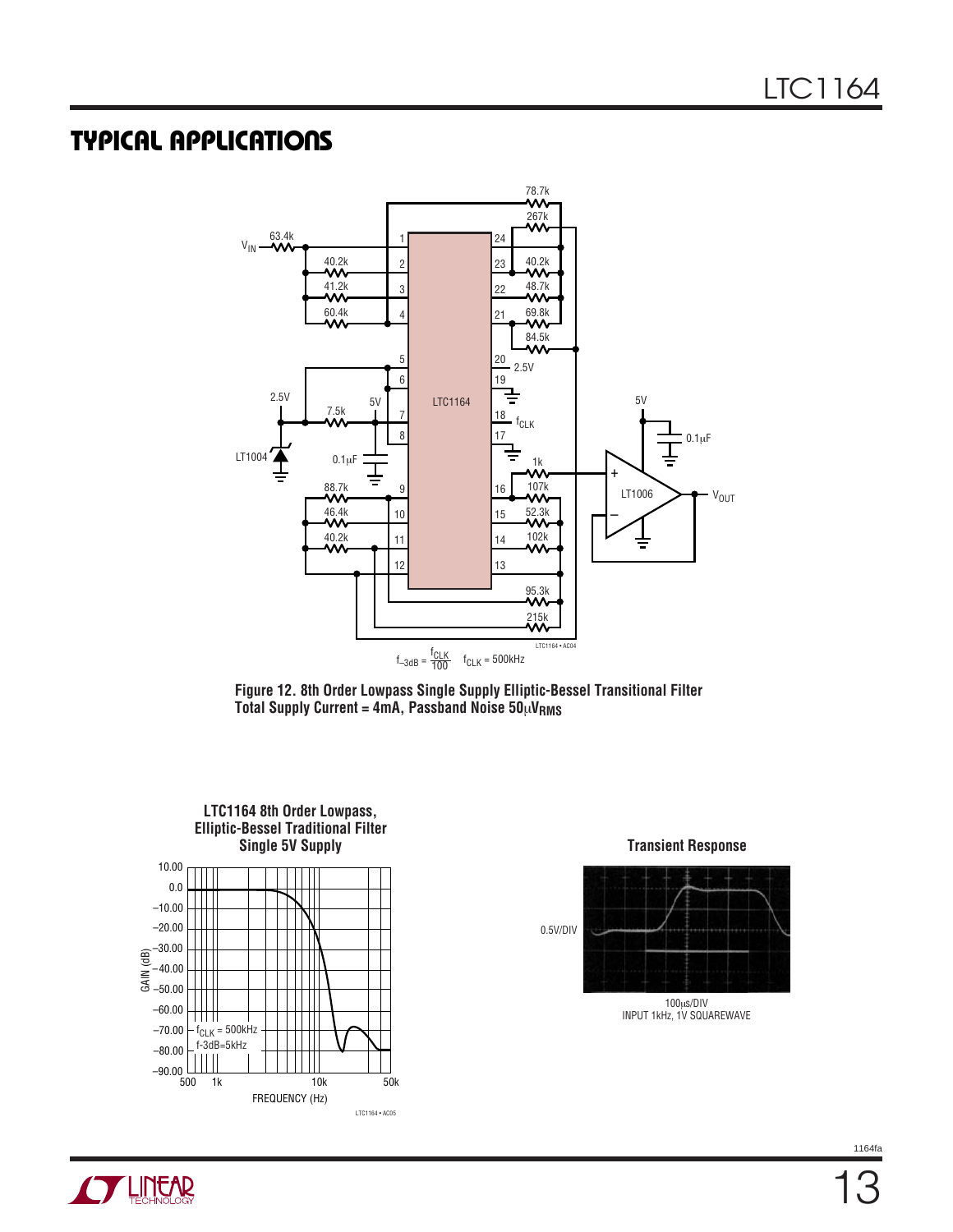## TYPICAL APPLICATIONS

$f_{-3dB} = \frac{f_{CLK}}{100}$ $f_{CLK}$ = 500kHz

**Figure 12. 8th Order Lowpass Single Supply Elliptic-Bessel Transitional Filter Total Supply Current = 4mA, Passband Noise 50μ$V_{RMS}$**

**LTC1164 8th Order Lowpass, Elliptic-Bessel Traditional Filter Single 5V Supply**

**Transient Response**

100μs/DIV
INPUT 1kHz, 1V SQUAREWAVE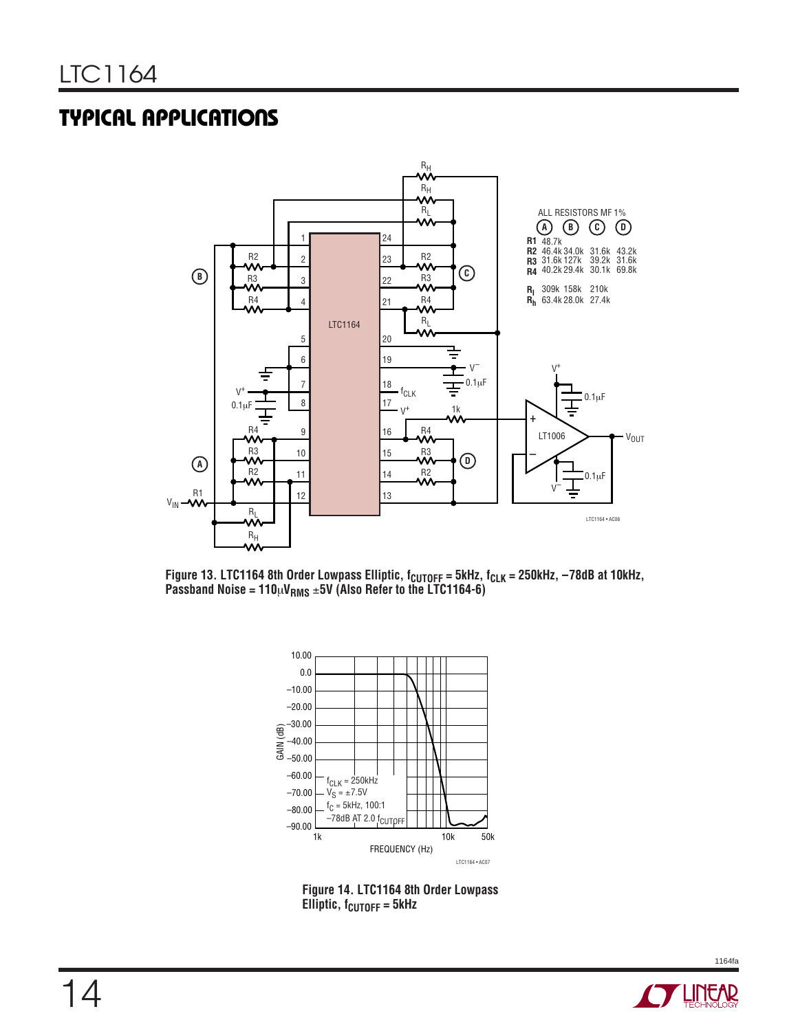## TYPICAL APPLICATIONS

ALL RESISTORS MF 1%

| | A | B | C | D |
|---|---|---|---|---|
| R1 | 48.7k | | | |
| R2 | 46.4k | 34.0k | 31.6k | 43.2k |
| R3 | 31.6k | 127k | 39.2k | 31.6k |
| R4 | 40.2k | 29.4k | 30.1k | 69.8k |
| $R_l$ | 309k | 158k | 210k | |
| $R_h$ | 63.4k | 28.0k | 27.4k | |

**Figure 13. LTC1164 8th Order Lowpass Elliptic, $f_{CUTOFF}$ = 5kHz, $f_{CLK}$ = 250kHz, –78dB at 10kHz, Passband Noise = 110µ$V_{RMS}$ ±5V (Also Refer to the LTC1164-6)**

**Figure 14. LTC1164 8th Order Lowpass Elliptic, $f_{CUTOFF}$ = 5kHz**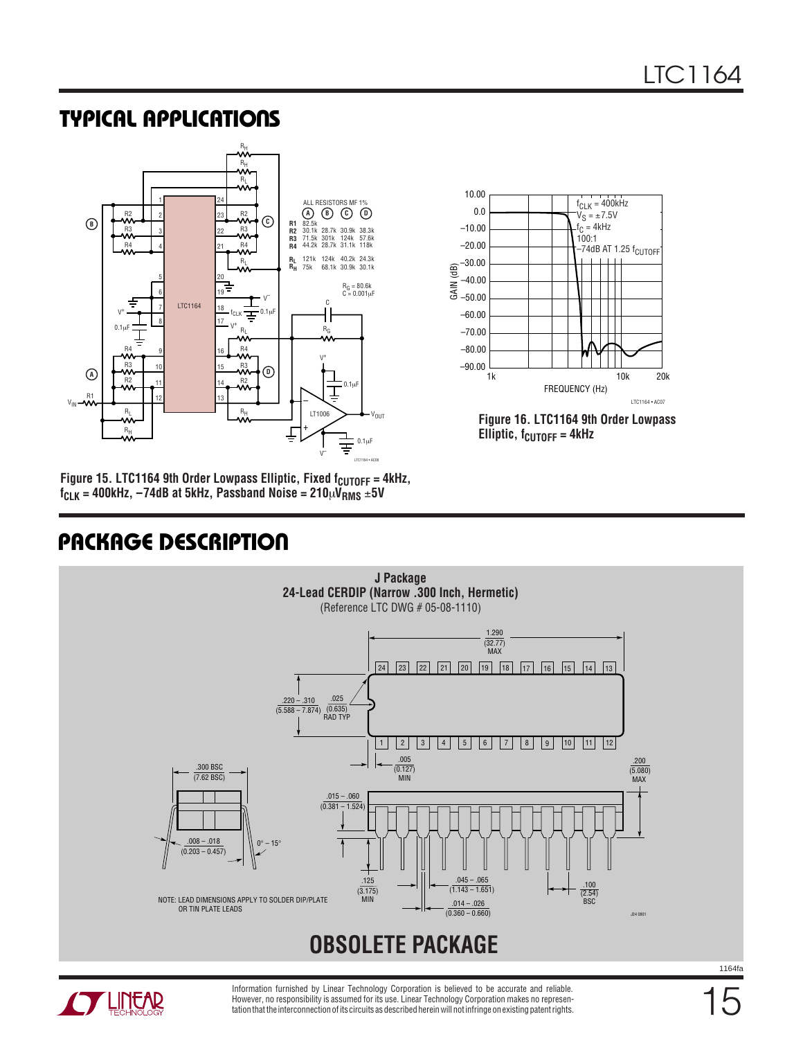## TYPICAL APPLICATIONS

ALL RESISTORS MF 1%

|  | A | B | C | D |
|---|---|---|---|---|
| R1 | 82.5k | | | |
| R2 | 30.1k | 28.7k | 30.9k | 38.3k |
| R3 | 71.5k | 301k | 124k | 57.6k |
| R4 | 44.2k | 28.7k | 31.1k | 118k |
| $R_L$ | 121k | 124k | 40.2k | 24.3k |
| $R_H$ | 75k | 68.1k | 30.9k | 30.1k |

$R_G$ = 80.6k
C = 0.001μF

**Figure 15. LTC1164 9th Order Lowpass Elliptic, Fixed $f_{CUTOFF}$ = 4kHz, $f_{CLK}$ = 400kHz, –74dB at 5kHz, Passband Noise = 210μ$V_{RMS}$ ±5V**

$f_{CLK}$ = 400kHz
$V_S$ = ±7.5V
$f_C$ = 4kHz
100:1
–74dB AT 1.25 $f_{CUTOFF}$

**Figure 16. LTC1164 9th Order Lowpass Elliptic, $f_{CUTOFF}$ = 4kHz**

## PACKAGE DESCRIPTION

**J Package**
**24-Lead CERDIP (Narrow .300 Inch, Hermetic)**
(Reference LTC DWG # 05-08-1110)

NOTE: LEAD DIMENSIONS APPLY TO SOLDER DIP/PLATE OR TIN PLATE LEADS

**OBSOLETE PACKAGE**

Information furnished by Linear Technology Corporation is believed to be accurate and reliable. However, no responsibility is assumed for its use. Linear Technology Corporation makes no representation that the interconnection of its circuits as described herein will not infringe on existing patent rights.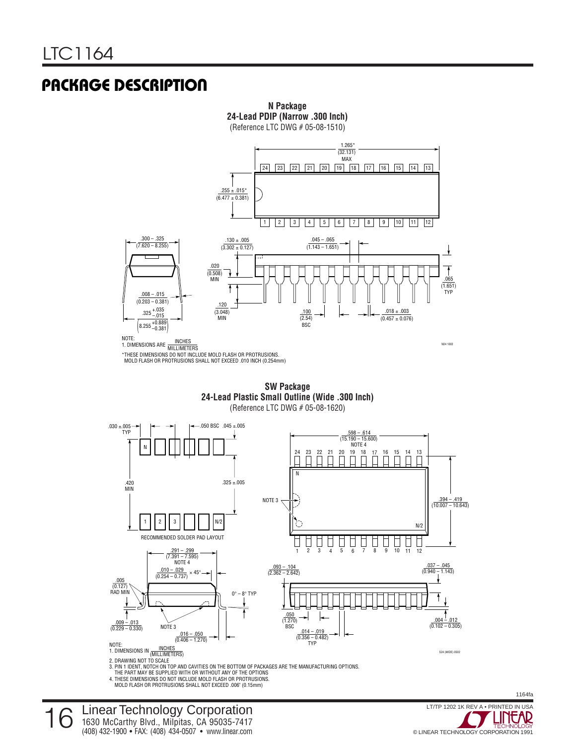# PACKAGE DESCRIPTION

**N Package**
**24-Lead PDIP (Narrow .300 Inch)**
(Reference LTC DWG # 05-08-1510)

1.265*
(32.131)
MAX

24 23 22 21 20 19 18 17 16 15 14 13

1 2 3 4 5 6 7 8 9 10 11 12

.255 ± .015*
(6.477 ± 0.381)

.300 – .325
(7.620 – 8.255)

.008 – .015
(0.203 – 0.381)

.325 +.035 / –.015
(8.255 +0.889 / –0.381)

.130 ± .005
(3.302 ± 0.127)

.045 – .065
(1.143 – 1.651)

.020
(0.508)
MIN

.065
(1.651)
TYP

.120
(3.048)
MIN

.100
(2.54)
BSC

.018 ± .003
(0.457 ± 0.076)

NOTE:
1. DIMENSIONS ARE INCHES / MILLIMETERS

*THESE DIMENSIONS DO NOT INCLUDE MOLD FLASH OR PROTRUSIONS.
MOLD FLASH OR PROTRUSIONS SHALL NOT EXCEED .010 INCH (0.254mm)

N24 1002

**SW Package**
**24-Lead Plastic Small Outline (Wide .300 Inch)**
(Reference LTC DWG # 05-08-1620)

.030 ±.005
TYP

.050 BSC .045 ±.005

N

.420
MIN

.325 ±.005

1 2 3 N/2

RECOMMENDED SOLDER PAD LAYOUT

.598 – .614
(15.190 – 15.600)
NOTE 4

24 23 22 21 20 19 18 17 16 15 14 13

N

NOTE 3

.394 – .419
(10.007 – 10.643)

N/2

1 2 3 4 5 6 7 8 9 10 11 12

.291 – .299
(7.391 – 7.595)
NOTE 4

.010 – .029
(0.254 – 0.737) × 45°

.005
(0.127)
RAD MIN

0° – 8° TYP

.009 – .013
(0.229 – 0.330)

NOTE 3

.016 – .050
(0.406 – 1.270)

.093 – .104
(2.362 – 2.642)

.037 – .045
(0.940 – 1.143)

.050
(1.270)
BSC

.014 – .019
(0.356 – 0.482)
TYP

.004 – .012
(0.102 – 0.305)

NOTE:
1. DIMENSIONS IN INCHES / (MILLIMETERS)
2. DRAWING NOT TO SCALE
3. PIN 1 IDENT, NOTCH ON TOP AND CAVITIES ON THE BOTTOM OF PACKAGES ARE THE MANUFACTURING OPTIONS.
THE PART MAY BE SUPPLIED WITH OR WITHOUT ANY OF THE OPTIONS
4. THESE DIMENSIONS DO NOT INCLUDE MOLD FLASH OR PROTRUSIONS.
MOLD FLASH OR PROTRUSIONS SHALL NOT EXCEED .006" (0.15mm)

S24 (WIDE) 0502

1164fa

Linear Technology Corporation
1630 McCarthy Blvd., Milpitas, CA 95035-7417
(408) 432-1900 • FAX: (408) 434-0507 • www.linear.com

LT/TP 1202 1K REV A • PRINTED IN USA

© LINEAR TECHNOLOGY CORPORATION 1991